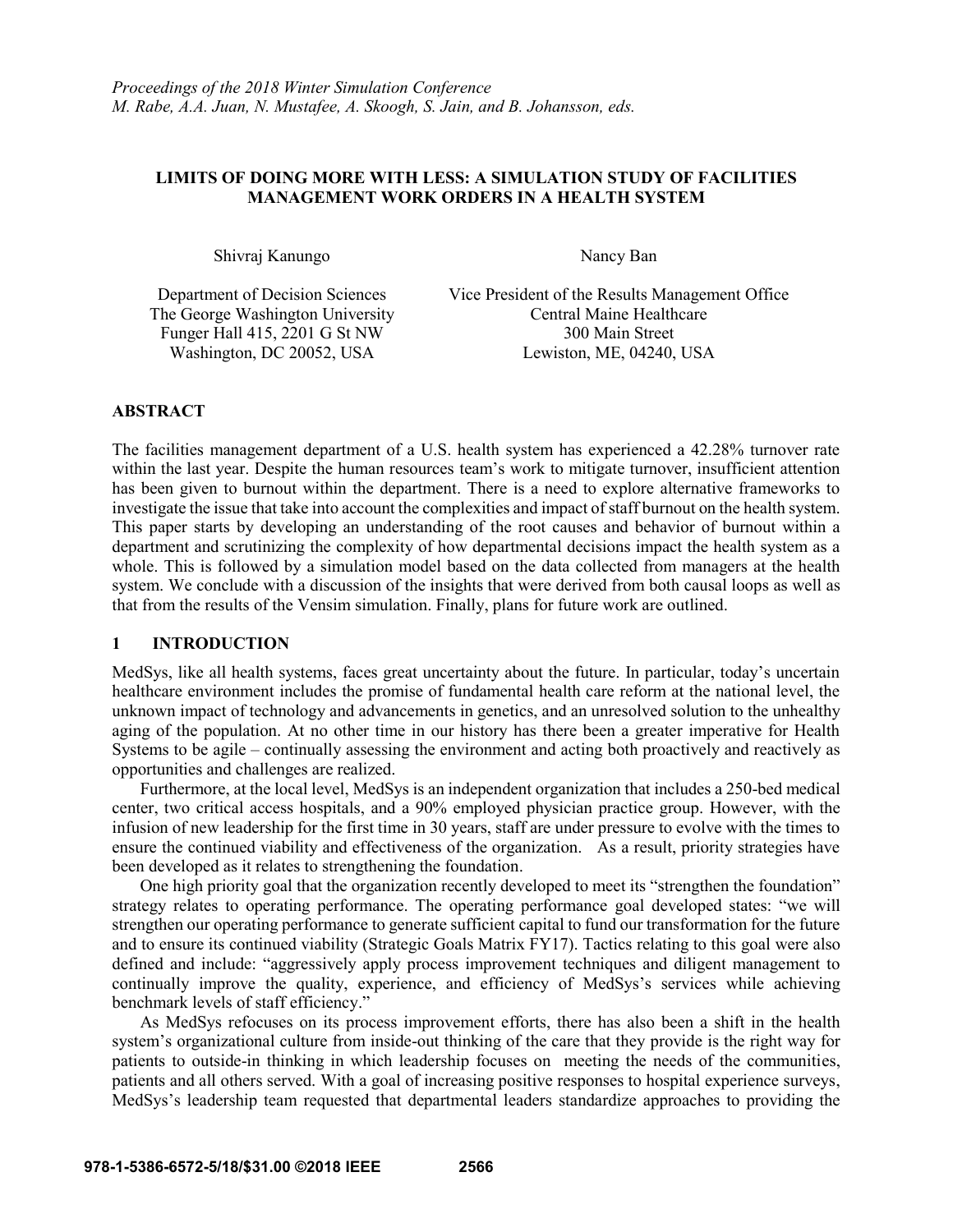*Proceedings of the 2018 Winter Simulation Conference*
*M. Rabe, A.A. Juan, N. Mustafee, A. Skoogh, S. Jain, and B. Johansson, eds.*

# LIMITS OF DOING MORE WITH LESS: A SIMULATION STUDY OF FACILITIES MANAGEMENT WORK ORDERS IN A HEALTH SYSTEM

Shivraj Kanungo

Department of Decision Sciences
The George Washington University
Funger Hall 415, 2201 G St NW
Washington, DC 20052, USA

Nancy Ban

Vice President of the Results Management Office
Central Maine Healthcare
300 Main Street
Lewiston, ME, 04240, USA

## ABSTRACT

The facilities management department of a U.S. health system has experienced a 42.28% turnover rate within the last year. Despite the human resources team's work to mitigate turnover, insufficient attention has been given to burnout within the department. There is a need to explore alternative frameworks to investigate the issue that take into account the complexities and impact of staff burnout on the health system. This paper starts by developing an understanding of the root causes and behavior of burnout within a department and scrutinizing the complexity of how departmental decisions impact the health system as a whole. This is followed by a simulation model based on the data collected from managers at the health system. We conclude with a discussion of the insights that were derived from both causal loops as well as that from the results of the Vensim simulation. Finally, plans for future work are outlined.

## 1 INTRODUCTION

MedSys, like all health systems, faces great uncertainty about the future. In particular, today's uncertain healthcare environment includes the promise of fundamental health care reform at the national level, the unknown impact of technology and advancements in genetics, and an unresolved solution to the unhealthy aging of the population. At no other time in our history has there been a greater imperative for Health Systems to be agile – continually assessing the environment and acting both proactively and reactively as opportunities and challenges are realized.

Furthermore, at the local level, MedSys is an independent organization that includes a 250-bed medical center, two critical access hospitals, and a 90% employed physician practice group. However, with the infusion of new leadership for the first time in 30 years, staff are under pressure to evolve with the times to ensure the continued viability and effectiveness of the organization. As a result, priority strategies have been developed as it relates to strengthening the foundation.

One high priority goal that the organization recently developed to meet its "strengthen the foundation" strategy relates to operating performance. The operating performance goal developed states: "we will strengthen our operating performance to generate sufficient capital to fund our transformation for the future and to ensure its continued viability (Strategic Goals Matrix FY17). Tactics relating to this goal were also defined and include: "aggressively apply process improvement techniques and diligent management to continually improve the quality, experience, and efficiency of MedSys's services while achieving benchmark levels of staff efficiency."

As MedSys refocuses on its process improvement efforts, there has also been a shift in the health system's organizational culture from inside-out thinking of the care that they provide is the right way for patients to outside-in thinking in which leadership focuses on meeting the needs of the communities, patients and all others served. With a goal of increasing positive responses to hospital experience surveys, MedSys's leadership team requested that departmental leaders standardize approaches to providing the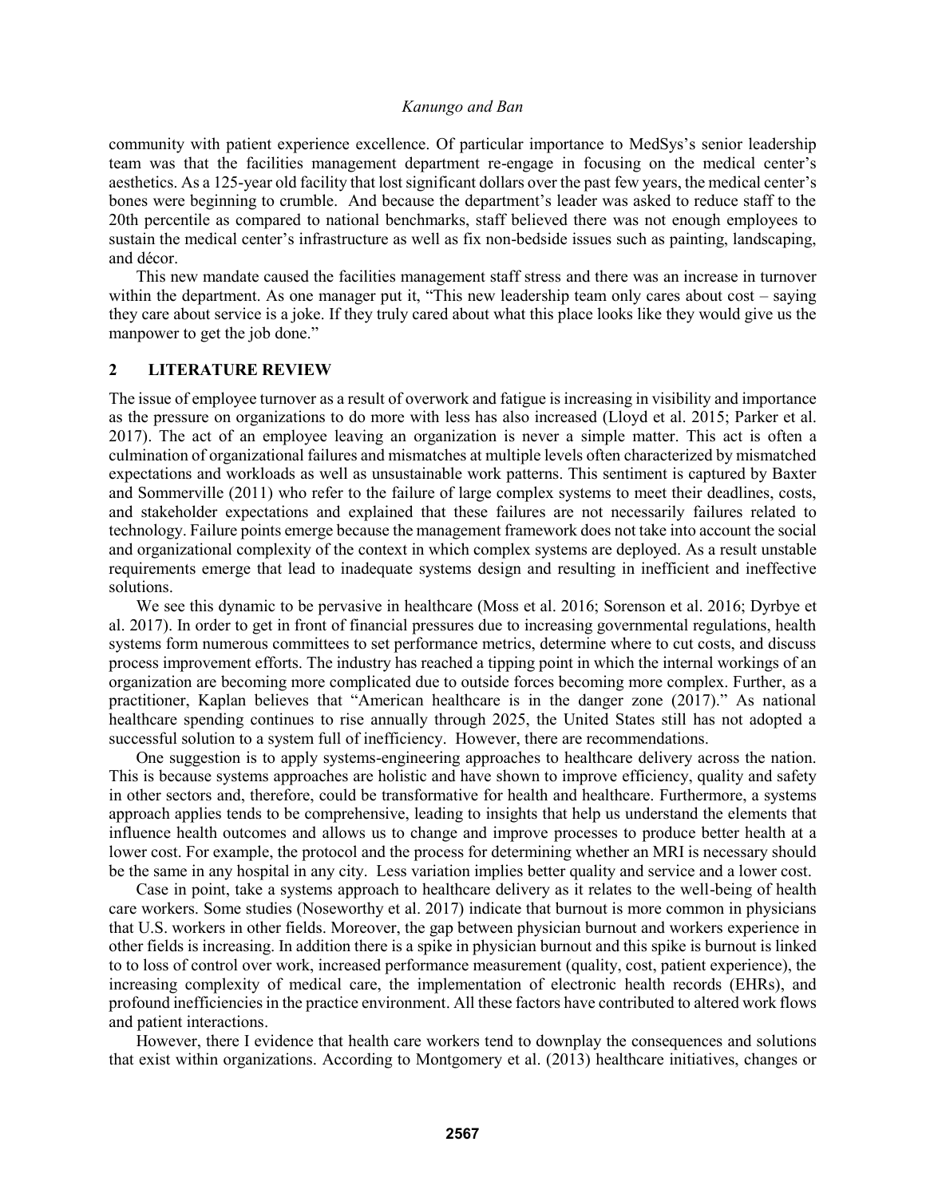community with patient experience excellence. Of particular importance to MedSys's senior leadership team was that the facilities management department re-engage in focusing on the medical center's aesthetics. As a 125-year old facility that lost significant dollars over the past few years, the medical center's bones were beginning to crumble. And because the department's leader was asked to reduce staff to the 20th percentile as compared to national benchmarks, staff believed there was not enough employees to sustain the medical center's infrastructure as well as fix non-bedside issues such as painting, landscaping, and décor.

This new mandate caused the facilities management staff stress and there was an increase in turnover within the department. As one manager put it, "This new leadership team only cares about cost – saying they care about service is a joke. If they truly cared about what this place looks like they would give us the manpower to get the job done."

## 2 LITERATURE REVIEW

The issue of employee turnover as a result of overwork and fatigue is increasing in visibility and importance as the pressure on organizations to do more with less has also increased (Lloyd et al. 2015; Parker et al. 2017). The act of an employee leaving an organization is never a simple matter. This act is often a culmination of organizational failures and mismatches at multiple levels often characterized by mismatched expectations and workloads as well as unsustainable work patterns. This sentiment is captured by Baxter and Sommerville (2011) who refer to the failure of large complex systems to meet their deadlines, costs, and stakeholder expectations and explained that these failures are not necessarily failures related to technology. Failure points emerge because the management framework does not take into account the social and organizational complexity of the context in which complex systems are deployed. As a result unstable requirements emerge that lead to inadequate systems design and resulting in inefficient and ineffective solutions.

We see this dynamic to be pervasive in healthcare (Moss et al. 2016; Sorenson et al. 2016; Dyrbye et al. 2017). In order to get in front of financial pressures due to increasing governmental regulations, health systems form numerous committees to set performance metrics, determine where to cut costs, and discuss process improvement efforts. The industry has reached a tipping point in which the internal workings of an organization are becoming more complicated due to outside forces becoming more complex. Further, as a practitioner, Kaplan believes that "American healthcare is in the danger zone (2017)." As national healthcare spending continues to rise annually through 2025, the United States still has not adopted a successful solution to a system full of inefficiency. However, there are recommendations.

One suggestion is to apply systems-engineering approaches to healthcare delivery across the nation. This is because systems approaches are holistic and have shown to improve efficiency, quality and safety in other sectors and, therefore, could be transformative for health and healthcare. Furthermore, a systems approach applies tends to be comprehensive, leading to insights that help us understand the elements that influence health outcomes and allows us to change and improve processes to produce better health at a lower cost. For example, the protocol and the process for determining whether an MRI is necessary should be the same in any hospital in any city. Less variation implies better quality and service and a lower cost.

Case in point, take a systems approach to healthcare delivery as it relates to the well-being of health care workers. Some studies (Noseworthy et al. 2017) indicate that burnout is more common in physicians that U.S. workers in other fields. Moreover, the gap between physician burnout and workers experience in other fields is increasing. In addition there is a spike in physician burnout and this spike is burnout is linked to to loss of control over work, increased performance measurement (quality, cost, patient experience), the increasing complexity of medical care, the implementation of electronic health records (EHRs), and profound inefficiencies in the practice environment. All these factors have contributed to altered work flows and patient interactions.

However, there I evidence that health care workers tend to downplay the consequences and solutions that exist within organizations. According to Montgomery et al. (2013) healthcare initiatives, changes or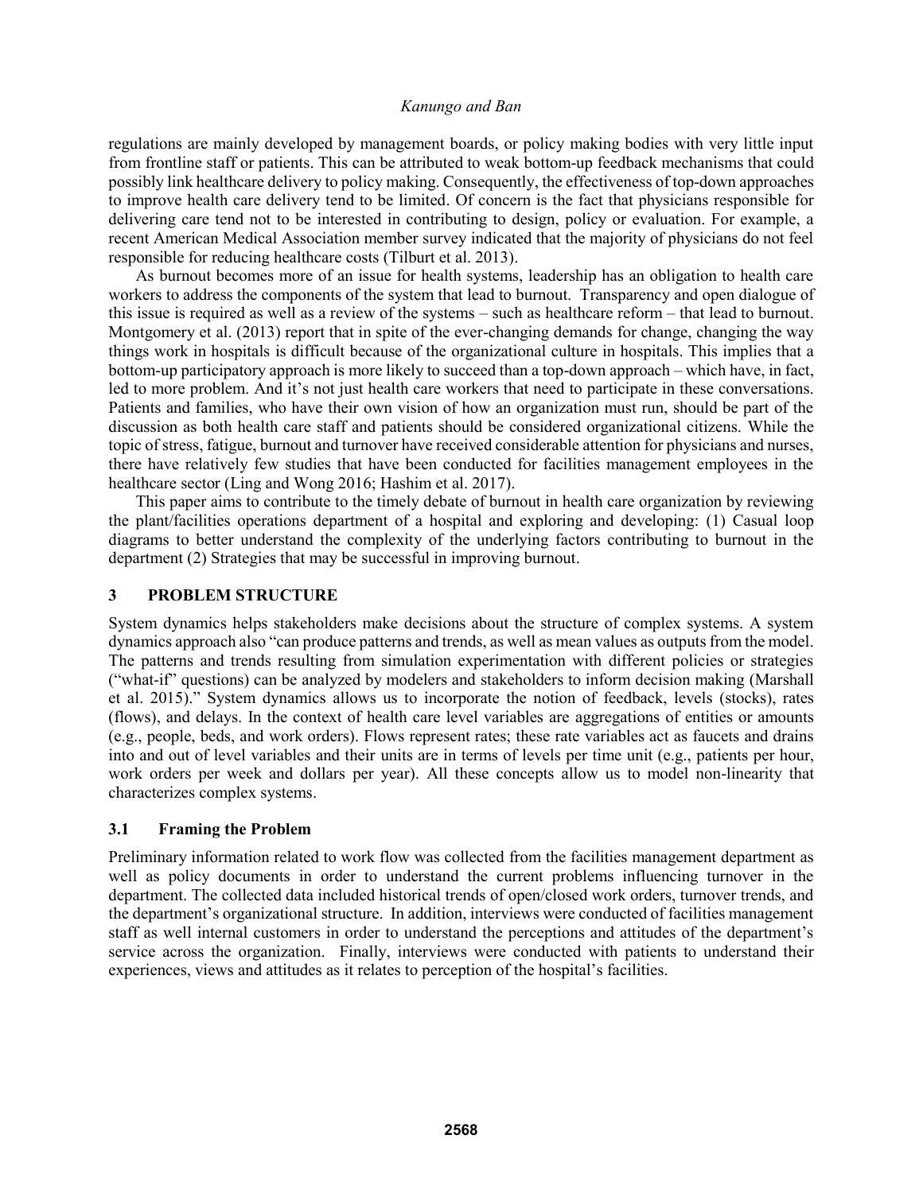regulations are mainly developed by management boards, or policy making bodies with very little input from frontline staff or patients. This can be attributed to weak bottom-up feedback mechanisms that could possibly link healthcare delivery to policy making. Consequently, the effectiveness of top-down approaches to improve health care delivery tend to be limited. Of concern is the fact that physicians responsible for delivering care tend not to be interested in contributing to design, policy or evaluation. For example, a recent American Medical Association member survey indicated that the majority of physicians do not feel responsible for reducing healthcare costs (Tilburt et al. 2013).

As burnout becomes more of an issue for health systems, leadership has an obligation to health care workers to address the components of the system that lead to burnout. Transparency and open dialogue of this issue is required as well as a review of the systems – such as healthcare reform – that lead to burnout. Montgomery et al. (2013) report that in spite of the ever-changing demands for change, changing the way things work in hospitals is difficult because of the organizational culture in hospitals. This implies that a bottom-up participatory approach is more likely to succeed than a top-down approach – which have, in fact, led to more problem. And it's not just health care workers that need to participate in these conversations. Patients and families, who have their own vision of how an organization must run, should be part of the discussion as both health care staff and patients should be considered organizational citizens. While the topic of stress, fatigue, burnout and turnover have received considerable attention for physicians and nurses, there have relatively few studies that have been conducted for facilities management employees in the healthcare sector (Ling and Wong 2016; Hashim et al. 2017).

This paper aims to contribute to the timely debate of burnout in health care organization by reviewing the plant/facilities operations department of a hospital and exploring and developing: (1) Casual loop diagrams to better understand the complexity of the underlying factors contributing to burnout in the department (2) Strategies that may be successful in improving burnout.

## 3 PROBLEM STRUCTURE

System dynamics helps stakeholders make decisions about the structure of complex systems. A system dynamics approach also "can produce patterns and trends, as well as mean values as outputs from the model. The patterns and trends resulting from simulation experimentation with different policies or strategies ("what-if" questions) can be analyzed by modelers and stakeholders to inform decision making (Marshall et al. 2015)." System dynamics allows us to incorporate the notion of feedback, levels (stocks), rates (flows), and delays. In the context of health care level variables are aggregations of entities or amounts (e.g., people, beds, and work orders). Flows represent rates; these rate variables act as faucets and drains into and out of level variables and their units are in terms of levels per time unit (e.g., patients per hour, work orders per week and dollars per year). All these concepts allow us to model non-linearity that characterizes complex systems.

### 3.1 Framing the Problem

Preliminary information related to work flow was collected from the facilities management department as well as policy documents in order to understand the current problems influencing turnover in the department. The collected data included historical trends of open/closed work orders, turnover trends, and the department's organizational structure. In addition, interviews were conducted of facilities management staff as well internal customers in order to understand the perceptions and attitudes of the department's service across the organization. Finally, interviews were conducted with patients to understand their experiences, views and attitudes as it relates to perception of the hospital's facilities.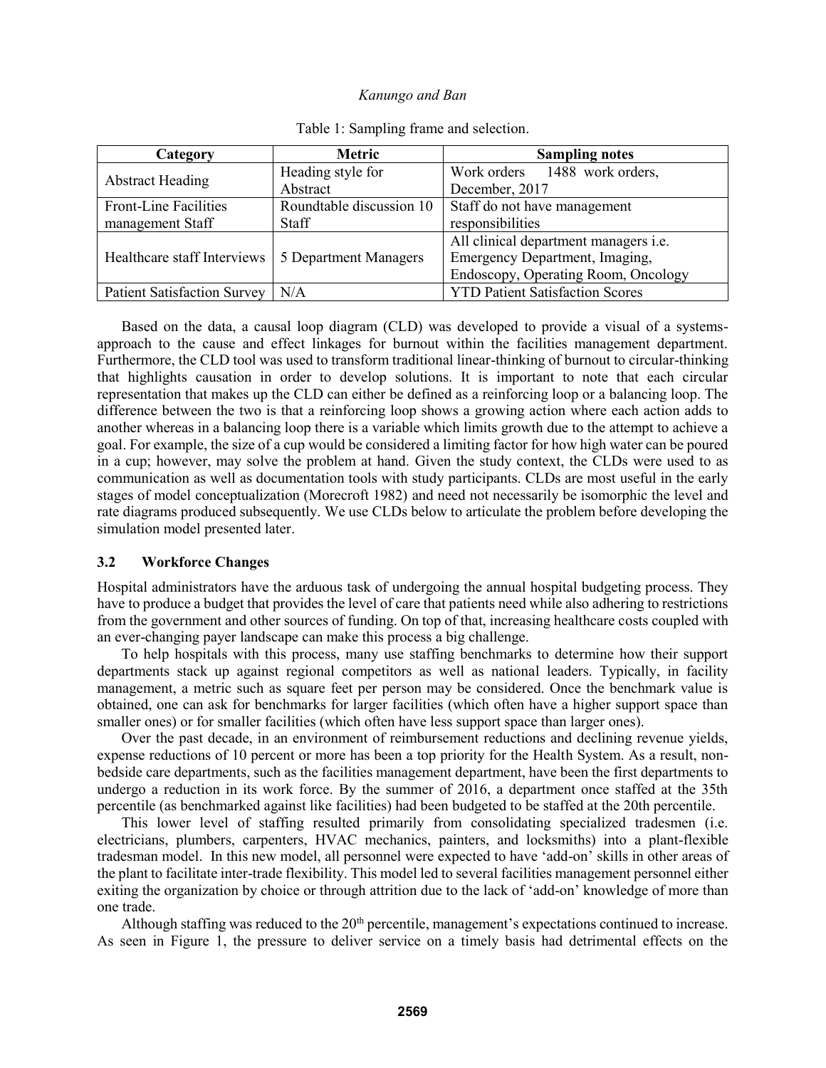Table 1: Sampling frame and selection.

| Category | Metric | Sampling notes |
|---|---|---|
| Abstract Heading | Heading style for Abstract | Work orders 1488 work orders, December, 2017 |
| Front-Line Facilities management Staff | Roundtable discussion 10 Staff | Staff do not have management responsibilities |
| Healthcare staff Interviews | 5 Department Managers | All clinical department managers i.e. Emergency Department, Imaging, Endoscopy, Operating Room, Oncology |
| Patient Satisfaction Survey | N/A | YTD Patient Satisfaction Scores |

Based on the data, a causal loop diagram (CLD) was developed to provide a visual of a systems-approach to the cause and effect linkages for burnout within the facilities management department. Furthermore, the CLD tool was used to transform traditional linear-thinking of burnout to circular-thinking that highlights causation in order to develop solutions. It is important to note that each circular representation that makes up the CLD can either be defined as a reinforcing loop or a balancing loop. The difference between the two is that a reinforcing loop shows a growing action where each action adds to another whereas in a balancing loop there is a variable which limits growth due to the attempt to achieve a goal. For example, the size of a cup would be considered a limiting factor for how high water can be poured in a cup; however, may solve the problem at hand. Given the study context, the CLDs were used to as communication as well as documentation tools with study participants. CLDs are most useful in the early stages of model conceptualization (Morecroft 1982) and need not necessarily be isomorphic the level and rate diagrams produced subsequently. We use CLDs below to articulate the problem before developing the simulation model presented later.

### 3.2 Workforce Changes

Hospital administrators have the arduous task of undergoing the annual hospital budgeting process. They have to produce a budget that provides the level of care that patients need while also adhering to restrictions from the government and other sources of funding. On top of that, increasing healthcare costs coupled with an ever-changing payer landscape can make this process a big challenge.

To help hospitals with this process, many use staffing benchmarks to determine how their support departments stack up against regional competitors as well as national leaders. Typically, in facility management, a metric such as square feet per person may be considered. Once the benchmark value is obtained, one can ask for benchmarks for larger facilities (which often have a higher support space than smaller ones) or for smaller facilities (which often have less support space than larger ones).

Over the past decade, in an environment of reimbursement reductions and declining revenue yields, expense reductions of 10 percent or more has been a top priority for the Health System. As a result, non-bedside care departments, such as the facilities management department, have been the first departments to undergo a reduction in its work force. By the summer of 2016, a department once staffed at the 35th percentile (as benchmarked against like facilities) had been budgeted to be staffed at the 20th percentile.

This lower level of staffing resulted primarily from consolidating specialized tradesmen (i.e. electricians, plumbers, carpenters, HVAC mechanics, painters, and locksmiths) into a plant-flexible tradesman model. In this new model, all personnel were expected to have 'add-on' skills in other areas of the plant to facilitate inter-trade flexibility. This model led to several facilities management personnel either exiting the organization by choice or through attrition due to the lack of 'add-on' knowledge of more than one trade.

Although staffing was reduced to the 20th percentile, management's expectations continued to increase. As seen in Figure 1, the pressure to deliver service on a timely basis had detrimental effects on the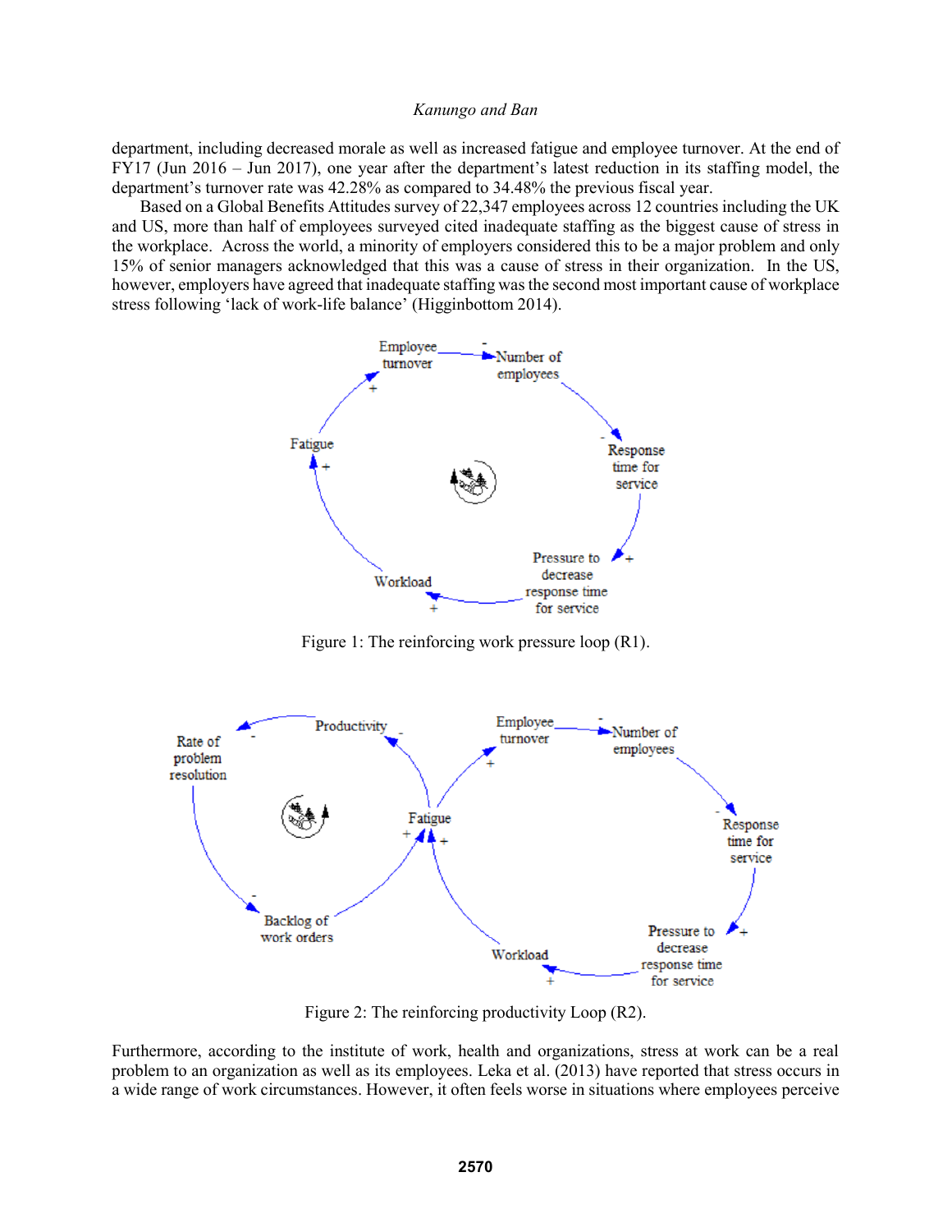department, including decreased morale as well as increased fatigue and employee turnover. At the end of FY17 (Jun 2016 – Jun 2017), one year after the department's latest reduction in its staffing model, the department's turnover rate was 42.28% as compared to 34.48% the previous fiscal year.

Based on a Global Benefits Attitudes survey of 22,347 employees across 12 countries including the UK and US, more than half of employees surveyed cited inadequate staffing as the biggest cause of stress in the workplace. Across the world, a minority of employers considered this to be a major problem and only 15% of senior managers acknowledged that this was a cause of stress in their organization. In the US, however, employers have agreed that inadequate staffing was the second most important cause of workplace stress following 'lack of work-life balance' (Higginbottom 2014).

Figure 1: The reinforcing work pressure loop (R1).

Figure 2: The reinforcing productivity Loop (R2).

Furthermore, according to the institute of work, health and organizations, stress at work can be a real problem to an organization as well as its employees. Leka et al. (2013) have reported that stress occurs in a wide range of work circumstances. However, it often feels worse in situations where employees perceive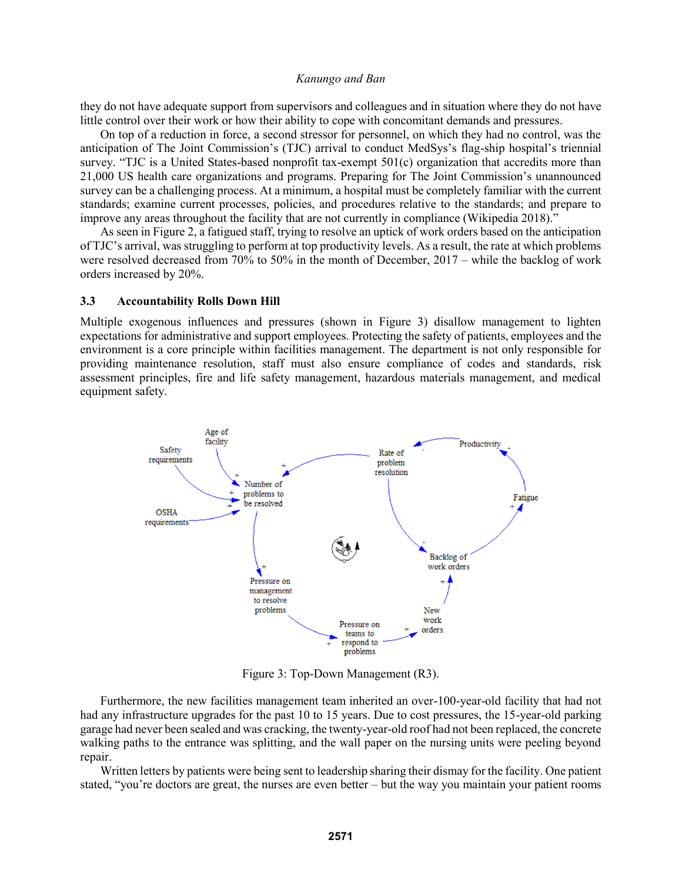they do not have adequate support from supervisors and colleagues and in situation where they do not have little control over their work or how their ability to cope with concomitant demands and pressures.

On top of a reduction in force, a second stressor for personnel, on which they had no control, was the anticipation of The Joint Commission's (TJC) arrival to conduct MedSys's flag-ship hospital's triennial survey. "TJC is a United States-based nonprofit tax-exempt 501(c) organization that accredits more than 21,000 US health care organizations and programs. Preparing for The Joint Commission's unannounced survey can be a challenging process. At a minimum, a hospital must be completely familiar with the current standards; examine current processes, policies, and procedures relative to the standards; and prepare to improve any areas throughout the facility that are not currently in compliance (Wikipedia 2018)."

As seen in Figure 2, a fatigued staff, trying to resolve an uptick of work orders based on the anticipation of TJC's arrival, was struggling to perform at top productivity levels. As a result, the rate at which problems were resolved decreased from 70% to 50% in the month of December, 2017 – while the backlog of work orders increased by 20%.

### 3.3 Accountability Rolls Down Hill

Multiple exogenous influences and pressures (shown in Figure 3) disallow management to lighten expectations for administrative and support employees. Protecting the safety of patients, employees and the environment is a core principle within facilities management. The department is not only responsible for providing maintenance resolution, staff must also ensure compliance of codes and standards, risk assessment principles, fire and life safety management, hazardous materials management, and medical equipment safety.

Figure 3: Top-Down Management (R3).

Furthermore, the new facilities management team inherited an over-100-year-old facility that had not had any infrastructure upgrades for the past 10 to 15 years. Due to cost pressures, the 15-year-old parking garage had never been sealed and was cracking, the twenty-year-old roof had not been replaced, the concrete walking paths to the entrance was splitting, and the wall paper on the nursing units were peeling beyond repair.

Written letters by patients were being sent to leadership sharing their dismay for the facility. One patient stated, "you're doctors are great, the nurses are even better – but the way you maintain your patient rooms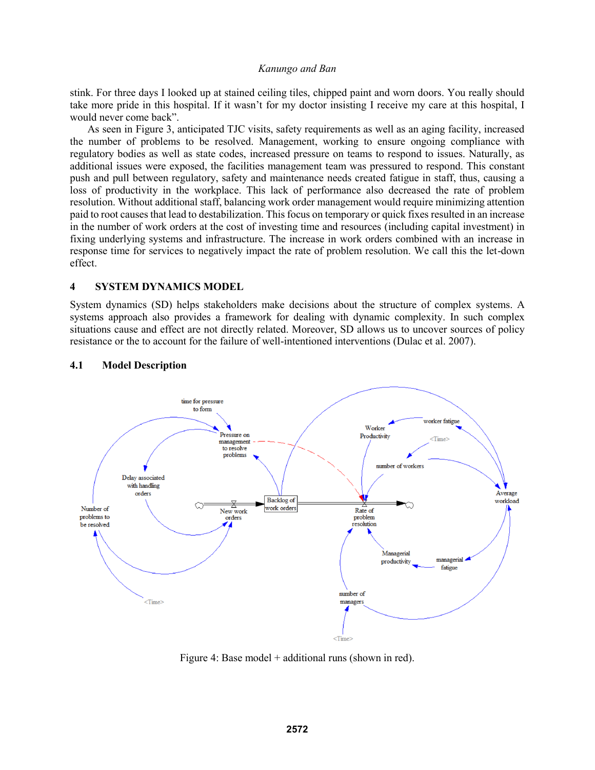stink. For three days I looked up at stained ceiling tiles, chipped paint and worn doors. You really should take more pride in this hospital. If it wasn't for my doctor insisting I receive my care at this hospital, I would never come back".

As seen in Figure 3, anticipated TJC visits, safety requirements as well as an aging facility, increased the number of problems to be resolved. Management, working to ensure ongoing compliance with regulatory bodies as well as state codes, increased pressure on teams to respond to issues. Naturally, as additional issues were exposed, the facilities management team was pressured to respond. This constant push and pull between regulatory, safety and maintenance needs created fatigue in staff, thus, causing a loss of productivity in the workplace. This lack of performance also decreased the rate of problem resolution. Without additional staff, balancing work order management would require minimizing attention paid to root causes that lead to destabilization. This focus on temporary or quick fixes resulted in an increase in the number of work orders at the cost of investing time and resources (including capital investment) in fixing underlying systems and infrastructure. The increase in work orders combined with an increase in response time for services to negatively impact the rate of problem resolution. We call this the let-down effect.

## 4 SYSTEM DYNAMICS MODEL

System dynamics (SD) helps stakeholders make decisions about the structure of complex systems. A systems approach also provides a framework for dealing with dynamic complexity. In such complex situations cause and effect are not directly related. Moreover, SD allows us to uncover sources of policy resistance or the to account for the failure of well-intentioned interventions (Dulac et al. 2007).

### 4.1 Model Description

Figure 4: Base model + additional runs (shown in red).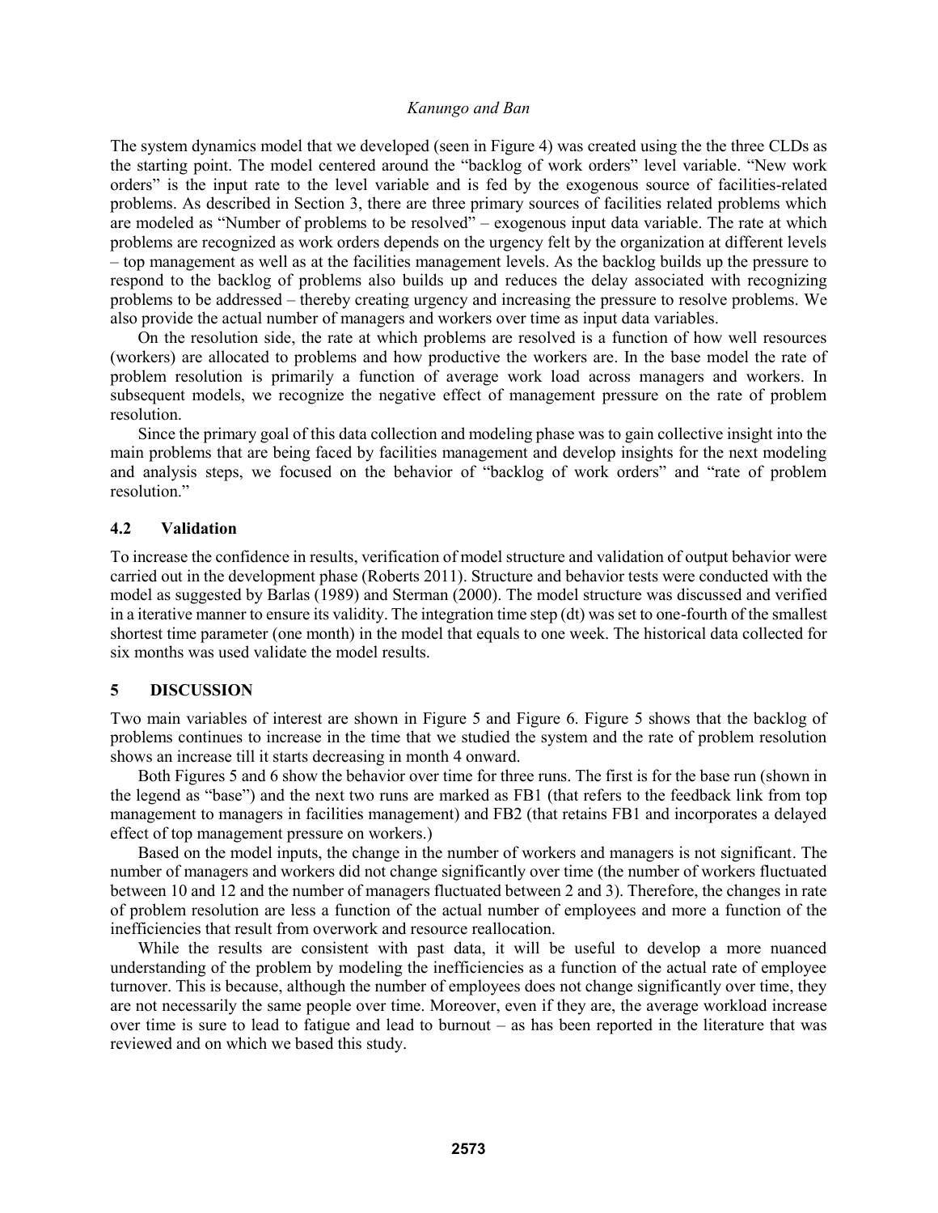The system dynamics model that we developed (seen in Figure 4) was created using the the three CLDs as the starting point. The model centered around the "backlog of work orders" level variable. "New work orders" is the input rate to the level variable and is fed by the exogenous source of facilities-related problems. As described in Section 3, there are three primary sources of facilities related problems which are modeled as "Number of problems to be resolved" – exogenous input data variable. The rate at which problems are recognized as work orders depends on the urgency felt by the organization at different levels – top management as well as at the facilities management levels. As the backlog builds up the pressure to respond to the backlog of problems also builds up and reduces the delay associated with recognizing problems to be addressed – thereby creating urgency and increasing the pressure to resolve problems. We also provide the actual number of managers and workers over time as input data variables.

On the resolution side, the rate at which problems are resolved is a function of how well resources (workers) are allocated to problems and how productive the workers are. In the base model the rate of problem resolution is primarily a function of average work load across managers and workers. In subsequent models, we recognize the negative effect of management pressure on the rate of problem resolution.

Since the primary goal of this data collection and modeling phase was to gain collective insight into the main problems that are being faced by facilities management and develop insights for the next modeling and analysis steps, we focused on the behavior of "backlog of work orders" and "rate of problem resolution."

### 4.2 Validation

To increase the confidence in results, verification of model structure and validation of output behavior were carried out in the development phase (Roberts 2011). Structure and behavior tests were conducted with the model as suggested by Barlas (1989) and Sterman (2000). The model structure was discussed and verified in a iterative manner to ensure its validity. The integration time step (dt) was set to one-fourth of the smallest shortest time parameter (one month) in the model that equals to one week. The historical data collected for six months was used validate the model results.

## 5 DISCUSSION

Two main variables of interest are shown in Figure 5 and Figure 6. Figure 5 shows that the backlog of problems continues to increase in the time that we studied the system and the rate of problem resolution shows an increase till it starts decreasing in month 4 onward.

Both Figures 5 and 6 show the behavior over time for three runs. The first is for the base run (shown in the legend as "base") and the next two runs are marked as FB1 (that refers to the feedback link from top management to managers in facilities management) and FB2 (that retains FB1 and incorporates a delayed effect of top management pressure on workers.)

Based on the model inputs, the change in the number of workers and managers is not significant. The number of managers and workers did not change significantly over time (the number of workers fluctuated between 10 and 12 and the number of managers fluctuated between 2 and 3). Therefore, the changes in rate of problem resolution are less a function of the actual number of employees and more a function of the inefficiencies that result from overwork and resource reallocation.

While the results are consistent with past data, it will be useful to develop a more nuanced understanding of the problem by modeling the inefficiencies as a function of the actual rate of employee turnover. This is because, although the number of employees does not change significantly over time, they are not necessarily the same people over time. Moreover, even if they are, the average workload increase over time is sure to lead to fatigue and lead to burnout – as has been reported in the literature that was reviewed and on which we based this study.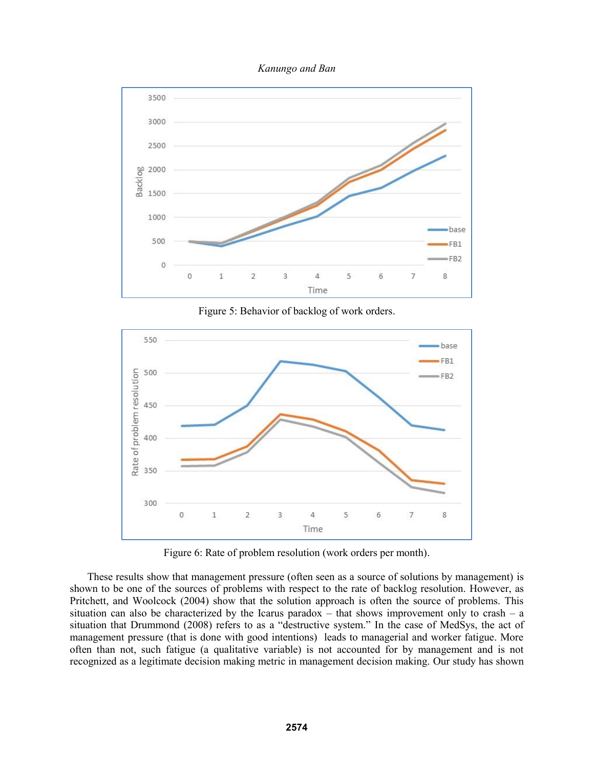Figure 5: Behavior of backlog of work orders.

Figure 6: Rate of problem resolution (work orders per month).

These results show that management pressure (often seen as a source of solutions by management) is shown to be one of the sources of problems with respect to the rate of backlog resolution. However, as Pritchett, and Woolcock (2004) show that the solution approach is often the source of problems. This situation can also be characterized by the Icarus paradox – that shows improvement only to crash – a situation that Drummond (2008) refers to as a "destructive system." In the case of MedSys, the act of management pressure (that is done with good intentions) leads to managerial and worker fatigue. More often than not, such fatigue (a qualitative variable) is not accounted for by management and is not recognized as a legitimate decision making metric in management decision making. Our study has shown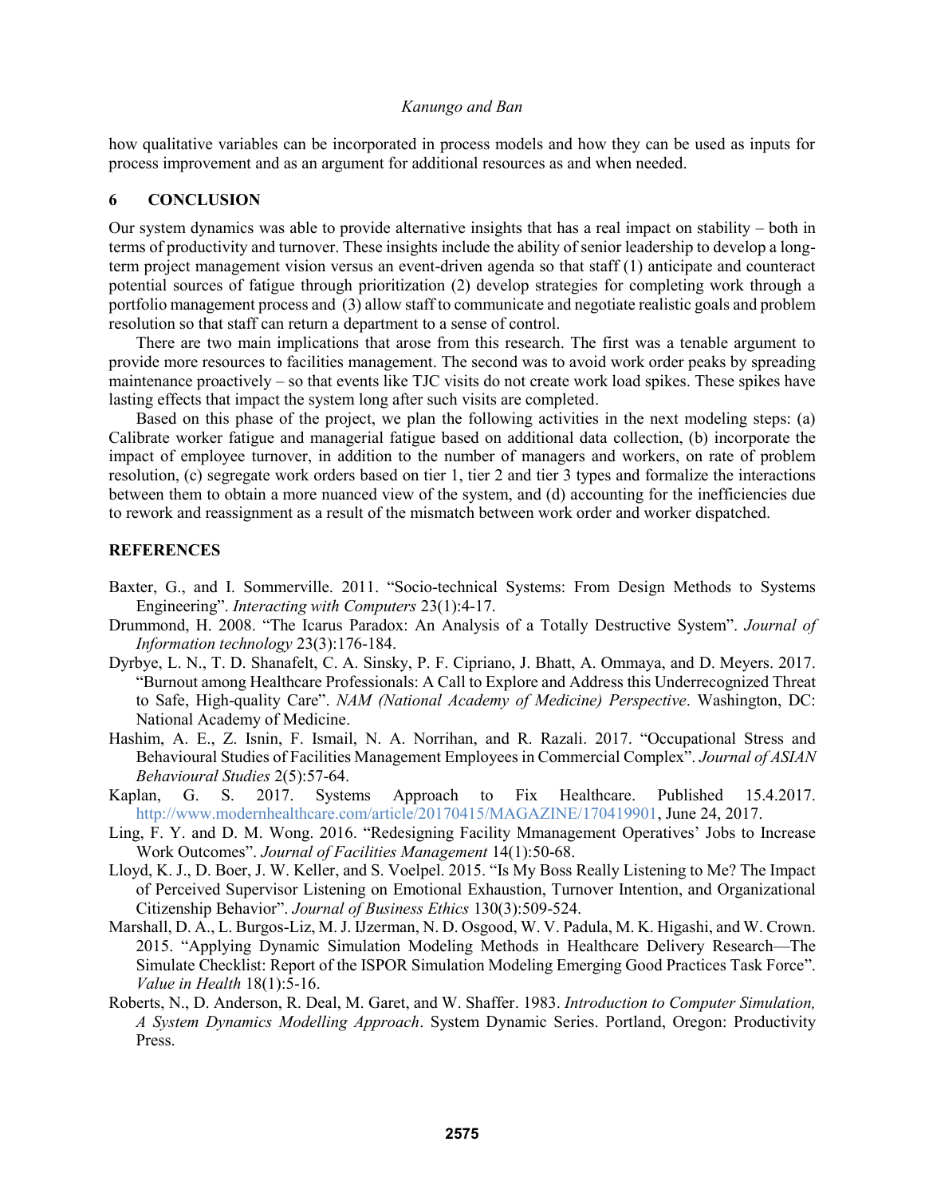how qualitative variables can be incorporated in process models and how they can be used as inputs for process improvement and as an argument for additional resources as and when needed.

## 6 CONCLUSION

Our system dynamics was able to provide alternative insights that has a real impact on stability – both in terms of productivity and turnover. These insights include the ability of senior leadership to develop a long-term project management vision versus an event-driven agenda so that staff (1) anticipate and counteract potential sources of fatigue through prioritization (2) develop strategies for completing work through a portfolio management process and (3) allow staff to communicate and negotiate realistic goals and problem resolution so that staff can return a department to a sense of control.

There are two main implications that arose from this research. The first was a tenable argument to provide more resources to facilities management. The second was to avoid work order peaks by spreading maintenance proactively – so that events like TJC visits do not create work load spikes. These spikes have lasting effects that impact the system long after such visits are completed.

Based on this phase of the project, we plan the following activities in the next modeling steps: (a) Calibrate worker fatigue and managerial fatigue based on additional data collection, (b) incorporate the impact of employee turnover, in addition to the number of managers and workers, on rate of problem resolution, (c) segregate work orders based on tier 1, tier 2 and tier 3 types and formalize the interactions between them to obtain a more nuanced view of the system, and (d) accounting for the inefficiencies due to rework and reassignment as a result of the mismatch between work order and worker dispatched.

## REFERENCES

Baxter, G., and I. Sommerville. 2011. "Socio-technical Systems: From Design Methods to Systems Engineering". *Interacting with Computers* 23(1):4-17.

Drummond, H. 2008. "The Icarus Paradox: An Analysis of a Totally Destructive System". *Journal of Information technology* 23(3):176-184.

Dyrbye, L. N., T. D. Shanafelt, C. A. Sinsky, P. F. Cipriano, J. Bhatt, A. Ommaya, and D. Meyers. 2017. "Burnout among Healthcare Professionals: A Call to Explore and Address this Underrecognized Threat to Safe, High-quality Care". *NAM (National Academy of Medicine) Perspective*. Washington, DC: National Academy of Medicine.

Hashim, A. E., Z. Isnin, F. Ismail, N. A. Norrihan, and R. Razali. 2017. "Occupational Stress and Behavioural Studies of Facilities Management Employees in Commercial Complex". *Journal of ASIAN Behavioural Studies* 2(5):57-64.

Kaplan, G. S. 2017. Systems Approach to Fix Healthcare. Published 15.4.2017. http://www.modernhealthcare.com/article/20170415/MAGAZINE/170419901, June 24, 2017.

Ling, F. Y. and D. M. Wong. 2016. "Redesigning Facility Mmanagement Operatives' Jobs to Increase Work Outcomes". *Journal of Facilities Management* 14(1):50-68.

Lloyd, K. J., D. Boer, J. W. Keller, and S. Voelpel. 2015. "Is My Boss Really Listening to Me? The Impact of Perceived Supervisor Listening on Emotional Exhaustion, Turnover Intention, and Organizational Citizenship Behavior". *Journal of Business Ethics* 130(3):509-524.

Marshall, D. A., L. Burgos-Liz, M. J. IJzerman, N. D. Osgood, W. V. Padula, M. K. Higashi, and W. Crown. 2015. "Applying Dynamic Simulation Modeling Methods in Healthcare Delivery Research—The Simulate Checklist: Report of the ISPOR Simulation Modeling Emerging Good Practices Task Force". *Value in Health* 18(1):5-16.

Roberts, N., D. Anderson, R. Deal, M. Garet, and W. Shaffer. 1983. *Introduction to Computer Simulation, A System Dynamics Modelling Approach*. System Dynamic Series. Portland, Oregon: Productivity Press.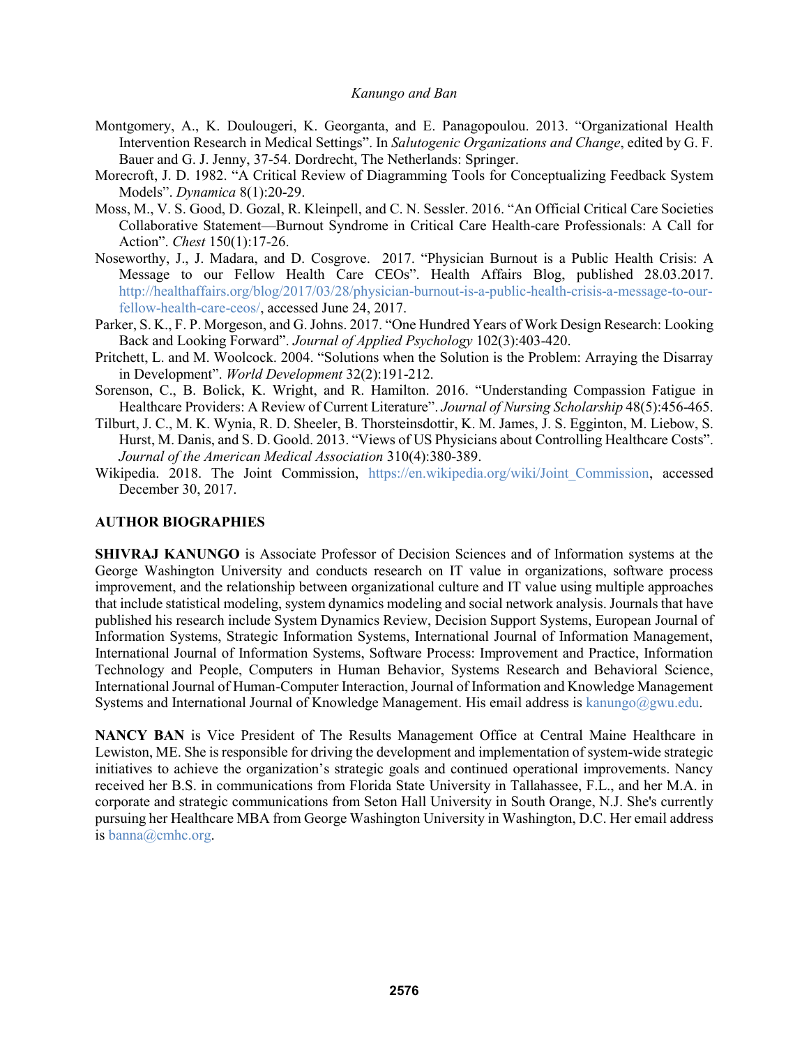Montgomery, A., K. Doulougeri, K. Georganta, and E. Panagopoulou. 2013. "Organizational Health Intervention Research in Medical Settings". In *Salutogenic Organizations and Change*, edited by G. F. Bauer and G. J. Jenny, 37-54. Dordrecht, The Netherlands: Springer.

Morecroft, J. D. 1982. "A Critical Review of Diagramming Tools for Conceptualizing Feedback System Models". *Dynamica* 8(1):20-29.

Moss, M., V. S. Good, D. Gozal, R. Kleinpell, and C. N. Sessler. 2016. "An Official Critical Care Societies Collaborative Statement—Burnout Syndrome in Critical Care Health-care Professionals: A Call for Action". *Chest* 150(1):17-26.

Noseworthy, J., J. Madara, and D. Cosgrove. 2017. "Physician Burnout is a Public Health Crisis: A Message to our Fellow Health Care CEOs". Health Affairs Blog, published 28.03.2017. http://healthaffairs.org/blog/2017/03/28/physician-burnout-is-a-public-health-crisis-a-message-to-our-fellow-health-care-ceos/, accessed June 24, 2017.

Parker, S. K., F. P. Morgeson, and G. Johns. 2017. "One Hundred Years of Work Design Research: Looking Back and Looking Forward". *Journal of Applied Psychology* 102(3):403-420.

Pritchett, L. and M. Woolcock. 2004. "Solutions when the Solution is the Problem: Arraying the Disarray in Development". *World Development* 32(2):191-212.

Sorenson, C., B. Bolick, K. Wright, and R. Hamilton. 2016. "Understanding Compassion Fatigue in Healthcare Providers: A Review of Current Literature". *Journal of Nursing Scholarship* 48(5):456-465.

Tilburt, J. C., M. K. Wynia, R. D. Sheeler, B. Thorsteinsdottir, K. M. James, J. S. Egginton, M. Liebow, S. Hurst, M. Danis, and S. D. Goold. 2013. "Views of US Physicians about Controlling Healthcare Costs". *Journal of the American Medical Association* 310(4):380-389.

Wikipedia. 2018. The Joint Commission, https://en.wikipedia.org/wiki/Joint_Commission, accessed December 30, 2017.

## AUTHOR BIOGRAPHIES

**SHIVRAJ KANUNGO** is Associate Professor of Decision Sciences and of Information systems at the George Washington University and conducts research on IT value in organizations, software process improvement, and the relationship between organizational culture and IT value using multiple approaches that include statistical modeling, system dynamics modeling and social network analysis. Journals that have published his research include System Dynamics Review, Decision Support Systems, European Journal of Information Systems, Strategic Information Systems, International Journal of Information Management, International Journal of Information Systems, Software Process: Improvement and Practice, Information Technology and People, Computers in Human Behavior, Systems Research and Behavioral Science, International Journal of Human-Computer Interaction, Journal of Information and Knowledge Management Systems and International Journal of Knowledge Management. His email address is kanungo@gwu.edu.

**NANCY BAN** is Vice President of The Results Management Office at Central Maine Healthcare in Lewiston, ME. She is responsible for driving the development and implementation of system-wide strategic initiatives to achieve the organization's strategic goals and continued operational improvements. Nancy received her B.S. in communications from Florida State University in Tallahassee, F.L., and her M.A. in corporate and strategic communications from Seton Hall University in South Orange, N.J. She's currently pursuing her Healthcare MBA from George Washington University in Washington, D.C. Her email address is banna@cmhc.org.